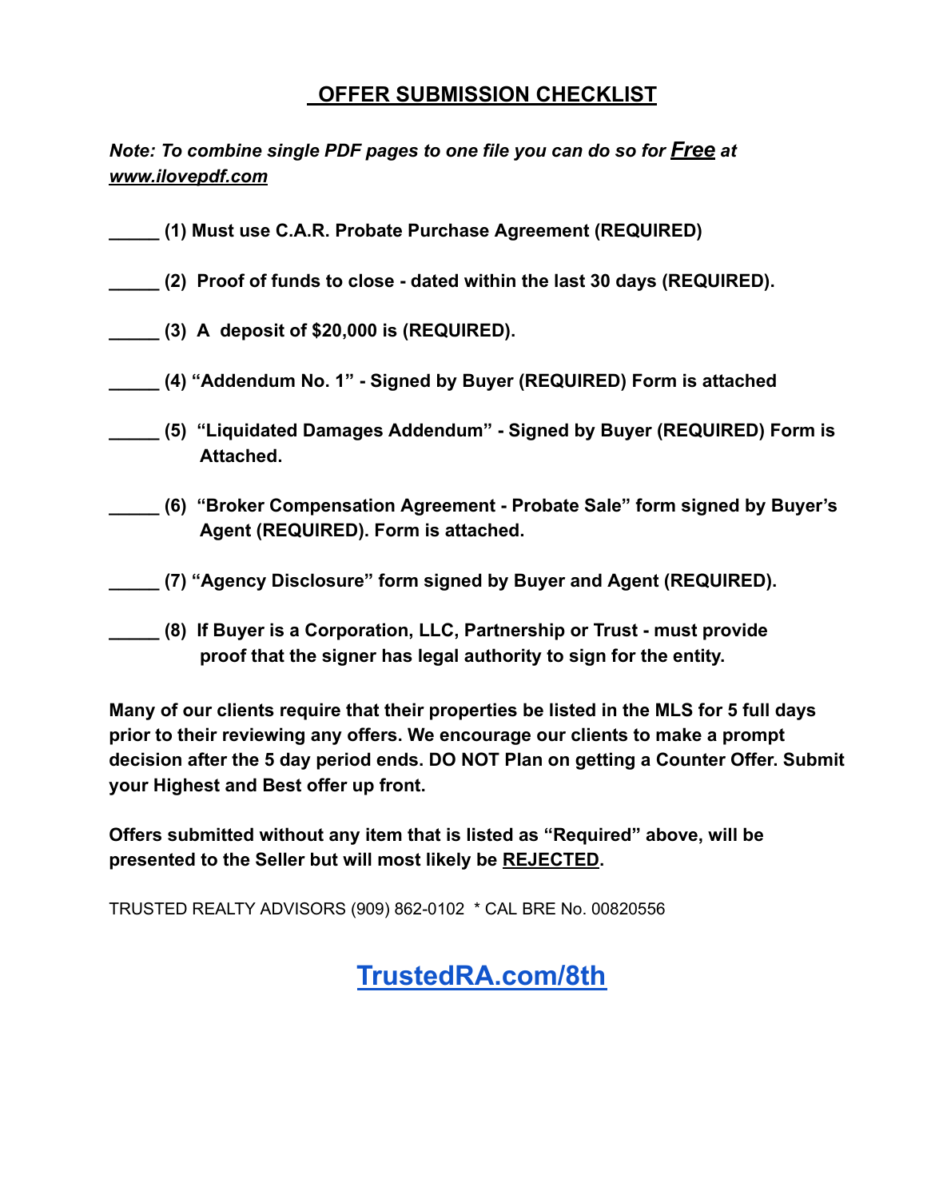# OFFER SUBMISSION CHECKLIST

***Note: To combine single PDF pages to one file you can do so for Free at www.ilovepdf.com***

**_____ (1) Must use C.A.R. Probate Purchase Agreement (REQUIRED)**

**_____ (2) Proof of funds to close - dated within the last 30 days (REQUIRED).**

**_____ (3) A deposit of $20,000 is (REQUIRED).**

**_____ (4) "Addendum No. 1" - Signed by Buyer (REQUIRED) Form is attached**

**_____ (5) "Liquidated Damages Addendum" - Signed by Buyer (REQUIRED) Form is Attached.**

**_____ (6) "Broker Compensation Agreement - Probate Sale" form signed by Buyer's Agent (REQUIRED). Form is attached.**

**_____ (7) "Agency Disclosure" form signed by Buyer and Agent (REQUIRED).**

**_____ (8) If Buyer is a Corporation, LLC, Partnership or Trust - must provide proof that the signer has legal authority to sign for the entity.**

**Many of our clients require that their properties be listed in the MLS for 5 full days prior to their reviewing any offers. We encourage our clients to make a prompt decision after the 5 day period ends. DO NOT Plan on getting a Counter Offer. Submit your Highest and Best offer up front.**

**Offers submitted without any item that is listed as "Required" above, will be presented to the Seller but will most likely be REJECTED.**

TRUSTED REALTY ADVISORS (909) 862-0102 * CAL BRE No. 00820556

**TrustedRA.com/8th**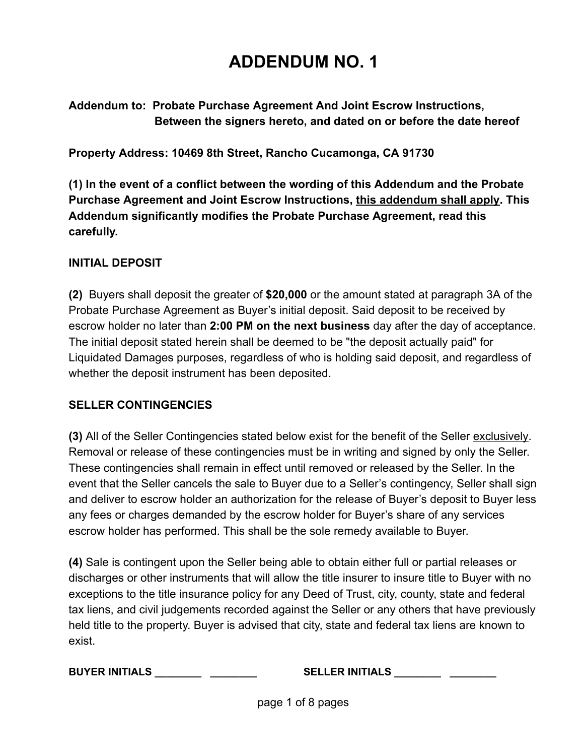# ADDENDUM NO. 1

**Addendum to: Probate Purchase Agreement And Joint Escrow Instructions, Between the signers hereto, and dated on or before the date hereof**

**Property Address: 10469 8th Street, Rancho Cucamonga, CA 91730**

**(1) In the event of a conflict between the wording of this Addendum and the Probate Purchase Agreement and Joint Escrow Instructions, <u>this addendum shall apply</u>. This Addendum significantly modifies the Probate Purchase Agreement, read this carefully.**

## INITIAL DEPOSIT

**(2)** Buyers shall deposit the greater of **$20,000** or the amount stated at paragraph 3A of the Probate Purchase Agreement as Buyer's initial deposit. Said deposit to be received by escrow holder no later than **2:00 PM on the next business** day after the day of acceptance. The initial deposit stated herein shall be deemed to be "the deposit actually paid" for Liquidated Damages purposes, regardless of who is holding said deposit, and regardless of whether the deposit instrument has been deposited.

## SELLER CONTINGENCIES

**(3)** All of the Seller Contingencies stated below exist for the benefit of the Seller <u>exclusively</u>. Removal or release of these contingencies must be in writing and signed by only the Seller. These contingencies shall remain in effect until removed or released by the Seller. In the event that the Seller cancels the sale to Buyer due to a Seller's contingency, Seller shall sign and deliver to escrow holder an authorization for the release of Buyer's deposit to Buyer less any fees or charges demanded by the escrow holder for Buyer's share of any services escrow holder has performed. This shall be the sole remedy available to Buyer.

**(4)** Sale is contingent upon the Seller being able to obtain either full or partial releases or discharges or other instruments that will allow the title insurer to insure title to Buyer with no exceptions to the title insurance policy for any Deed of Trust, city, county, state and federal tax liens, and civil judgements recorded against the Seller or any others that have previously held title to the property. Buyer is advised that city, state and federal tax liens are known to exist.

**BUYER INITIALS ________ ________ SELLER INITIALS ________ ________**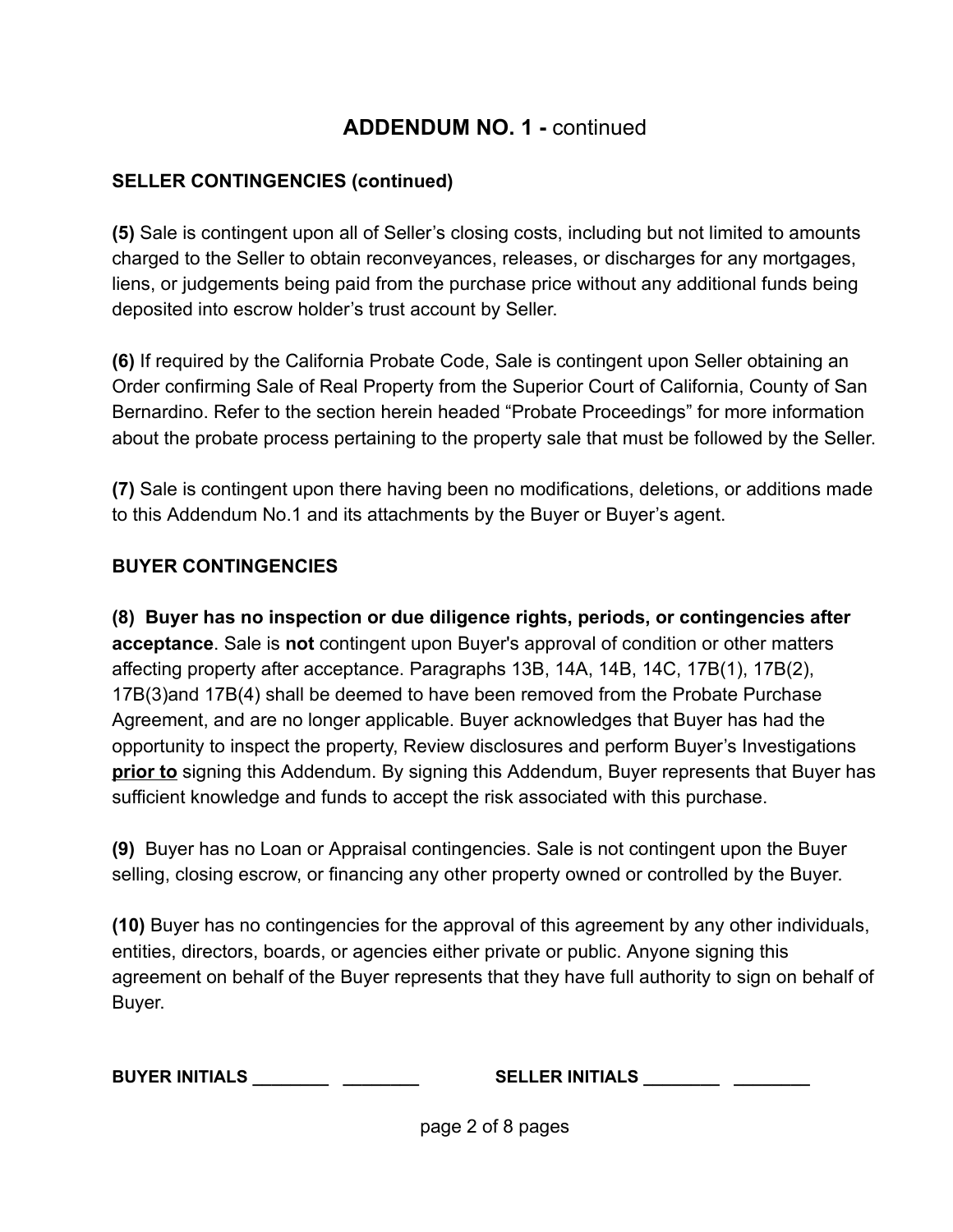# ADDENDUM NO. 1 - continued

**SELLER CONTINGENCIES (continued)**

**(5)** Sale is contingent upon all of Seller's closing costs, including but not limited to amounts charged to the Seller to obtain reconveyances, releases, or discharges for any mortgages, liens, or judgements being paid from the purchase price without any additional funds being deposited into escrow holder's trust account by Seller.

**(6)** If required by the California Probate Code, Sale is contingent upon Seller obtaining an Order confirming Sale of Real Property from the Superior Court of California, County of San Bernardino. Refer to the section herein headed "Probate Proceedings" for more information about the probate process pertaining to the property sale that must be followed by the Seller.

**(7)** Sale is contingent upon there having been no modifications, deletions, or additions made to this Addendum No.1 and its attachments by the Buyer or Buyer's agent.

**BUYER CONTINGENCIES**

**(8) Buyer has no inspection or due diligence rights, periods, or contingencies after acceptance**. Sale is **not** contingent upon Buyer's approval of condition or other matters affecting property after acceptance. Paragraphs 13B, 14A, 14B, 14C, 17B(1), 17B(2), 17B(3)and 17B(4) shall be deemed to have been removed from the Probate Purchase Agreement, and are no longer applicable. Buyer acknowledges that Buyer has had the opportunity to inspect the property, Review disclosures and perform Buyer's Investigations **prior to** signing this Addendum. By signing this Addendum, Buyer represents that Buyer has sufficient knowledge and funds to accept the risk associated with this purchase.

**(9)** Buyer has no Loan or Appraisal contingencies. Sale is not contingent upon the Buyer selling, closing escrow, or financing any other property owned or controlled by the Buyer.

**(10)** Buyer has no contingencies for the approval of this agreement by any other individuals, entities, directors, boards, or agencies either private or public. Anyone signing this agreement on behalf of the Buyer represents that they have full authority to sign on behalf of Buyer.

**BUYER INITIALS ________ ________** **SELLER INITIALS ________ ________**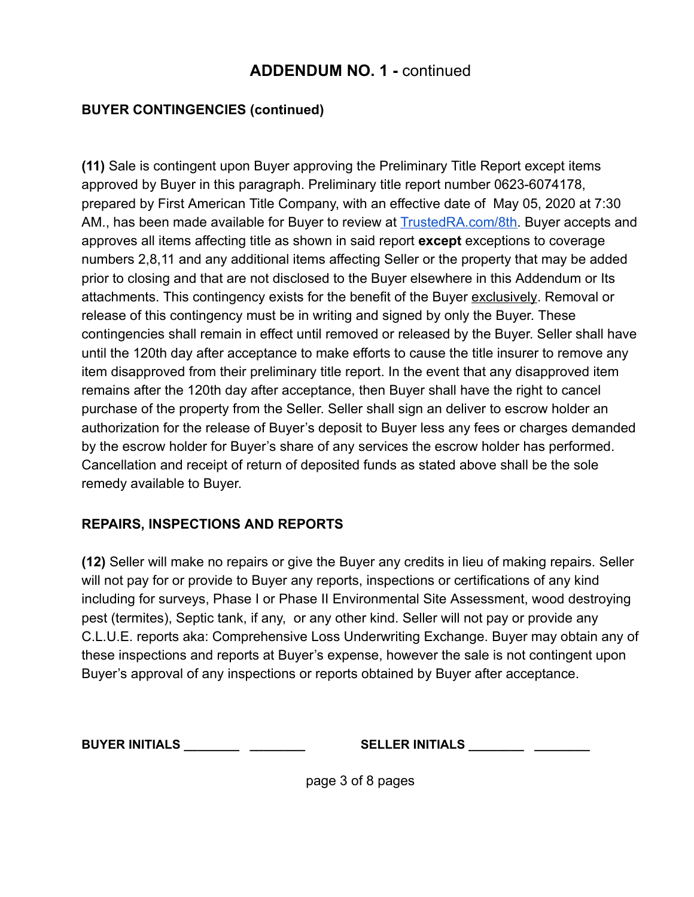## ADDENDUM NO. 1 - continued

**BUYER CONTINGENCIES (continued)**

**(11)** Sale is contingent upon Buyer approving the Preliminary Title Report except items approved by Buyer in this paragraph. Preliminary title report number 0623-6074178, prepared by First American Title Company, with an effective date of May 05, 2020 at 7:30 AM., has been made available for Buyer to review at [TrustedRA.com/8th](TrustedRA.com/8th). Buyer accepts and approves all items affecting title as shown in said report **except** exceptions to coverage numbers 2,8,11 and any additional items affecting Seller or the property that may be added prior to closing and that are not disclosed to the Buyer elsewhere in this Addendum or Its attachments. This contingency exists for the benefit of the Buyer exclusively. Removal or release of this contingency must be in writing and signed by only the Buyer. These contingencies shall remain in effect until removed or released by the Buyer. Seller shall have until the 120th day after acceptance to make efforts to cause the title insurer to remove any item disapproved from their preliminary title report. In the event that any disapproved item remains after the 120th day after acceptance, then Buyer shall have the right to cancel purchase of the property from the Seller. Seller shall sign an deliver to escrow holder an authorization for the release of Buyer's deposit to Buyer less any fees or charges demanded by the escrow holder for Buyer's share of any services the escrow holder has performed. Cancellation and receipt of return of deposited funds as stated above shall be the sole remedy available to Buyer.

**REPAIRS, INSPECTIONS AND REPORTS**

**(12)** Seller will make no repairs or give the Buyer any credits in lieu of making repairs. Seller will not pay for or provide to Buyer any reports, inspections or certifications of any kind including for surveys, Phase I or Phase II Environmental Site Assessment, wood destroying pest (termites), Septic tank, if any, or any other kind. Seller will not pay or provide any C.L.U.E. reports aka: Comprehensive Loss Underwriting Exchange. Buyer may obtain any of these inspections and reports at Buyer's expense, however the sale is not contingent upon Buyer's approval of any inspections or reports obtained by Buyer after acceptance.

**BUYER INITIALS** ________ ________ **SELLER INITIALS** ________ ________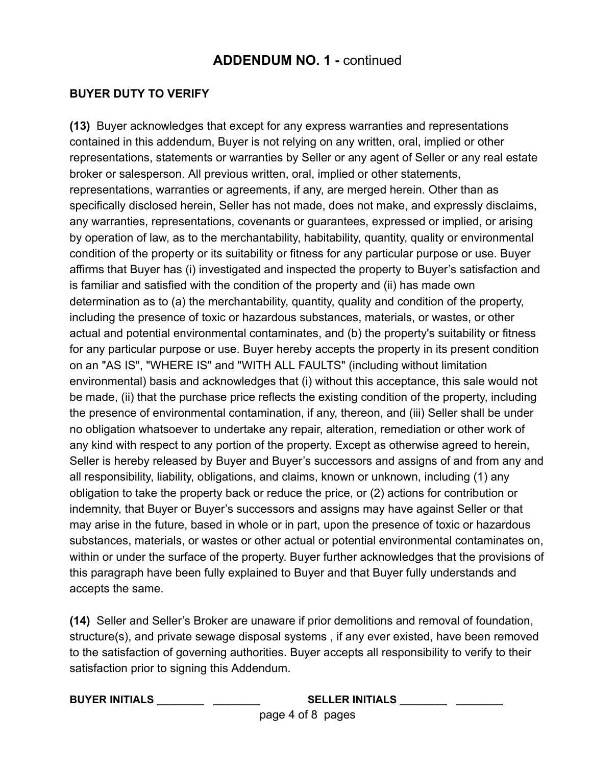## ADDENDUM NO. 1 - continued

**BUYER DUTY TO VERIFY**

**(13)** Buyer acknowledges that except for any express warranties and representations contained in this addendum, Buyer is not relying on any written, oral, implied or other representations, statements or warranties by Seller or any agent of Seller or any real estate broker or salesperson. All previous written, oral, implied or other statements, representations, warranties or agreements, if any, are merged herein. Other than as specifically disclosed herein, Seller has not made, does not make, and expressly disclaims, any warranties, representations, covenants or guarantees, expressed or implied, or arising by operation of law, as to the merchantability, habitability, quantity, quality or environmental condition of the property or its suitability or fitness for any particular purpose or use. Buyer affirms that Buyer has (i) investigated and inspected the property to Buyer's satisfaction and is familiar and satisfied with the condition of the property and (ii) has made own determination as to (a) the merchantability, quantity, quality and condition of the property, including the presence of toxic or hazardous substances, materials, or wastes, or other actual and potential environmental contaminates, and (b) the property's suitability or fitness for any particular purpose or use. Buyer hereby accepts the property in its present condition on an "AS IS", "WHERE IS" and "WITH ALL FAULTS" (including without limitation environmental) basis and acknowledges that (i) without this acceptance, this sale would not be made, (ii) that the purchase price reflects the existing condition of the property, including the presence of environmental contamination, if any, thereon, and (iii) Seller shall be under no obligation whatsoever to undertake any repair, alteration, remediation or other work of any kind with respect to any portion of the property. Except as otherwise agreed to herein, Seller is hereby released by Buyer and Buyer's successors and assigns of and from any and all responsibility, liability, obligations, and claims, known or unknown, including (1) any obligation to take the property back or reduce the price, or (2) actions for contribution or indemnity, that Buyer or Buyer's successors and assigns may have against Seller or that may arise in the future, based in whole or in part, upon the presence of toxic or hazardous substances, materials, or wastes or other actual or potential environmental contaminates on, within or under the surface of the property. Buyer further acknowledges that the provisions of this paragraph have been fully explained to Buyer and that Buyer fully understands and accepts the same.

**(14)** Seller and Seller's Broker are unaware if prior demolitions and removal of foundation, structure(s), and private sewage disposal systems , if any ever existed, have been removed to the satisfaction of governing authorities. Buyer accepts all responsibility to verify to their satisfaction prior to signing this Addendum.

**BUYER INITIALS** ________ ________ **SELLER INITIALS** ________ ________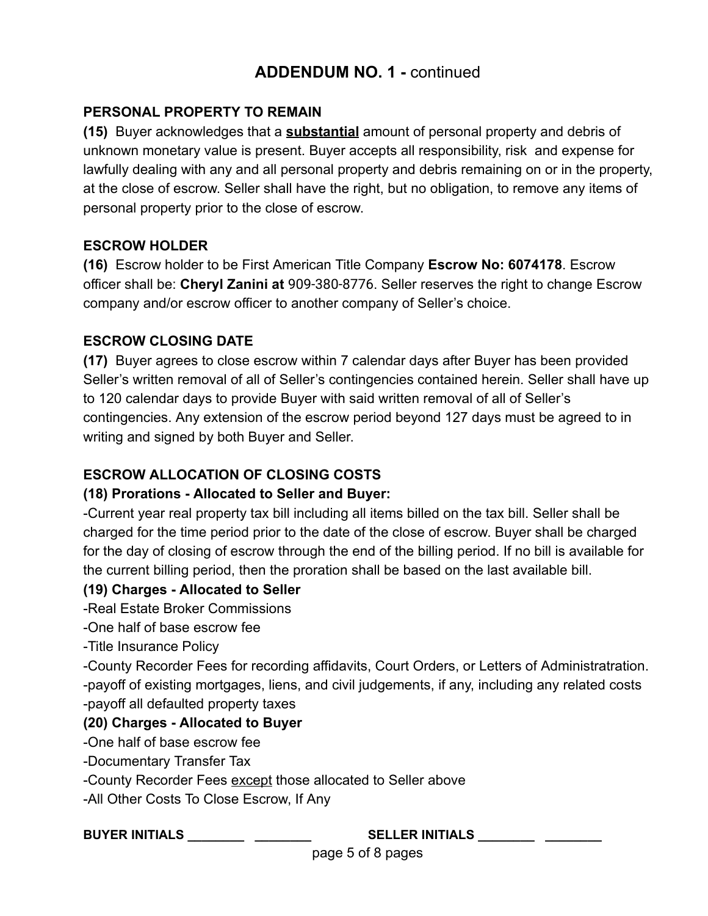## ADDENDUM NO. 1 - continued

**PERSONAL PROPERTY TO REMAIN**

**(15)** Buyer acknowledges that a **<u>substantial</u>** amount of personal property and debris of unknown monetary value is present. Buyer accepts all responsibility, risk and expense for lawfully dealing with any and all personal property and debris remaining on or in the property, at the close of escrow. Seller shall have the right, but no obligation, to remove any items of personal property prior to the close of escrow.

**ESCROW HOLDER**

**(16)** Escrow holder to be First American Title Company **Escrow No: 6074178**. Escrow officer shall be: **Cheryl Zanini at** 909-380-8776. Seller reserves the right to change Escrow company and/or escrow officer to another company of Seller's choice.

**ESCROW CLOSING DATE**

**(17)** Buyer agrees to close escrow within 7 calendar days after Buyer has been provided Seller's written removal of all of Seller's contingencies contained herein. Seller shall have up to 120 calendar days to provide Buyer with said written removal of all of Seller's contingencies. Any extension of the escrow period beyond 127 days must be agreed to in writing and signed by both Buyer and Seller.

**ESCROW ALLOCATION OF CLOSING COSTS**

**(18) Prorations - Allocated to Seller and Buyer:**

-Current year real property tax bill including all items billed on the tax bill. Seller shall be charged for the time period prior to the date of the close of escrow. Buyer shall be charged for the day of closing of escrow through the end of the billing period. If no bill is available for the current billing period, then the proration shall be based on the last available bill.

**(19) Charges - Allocated to Seller**

-Real Estate Broker Commissions
-One half of base escrow fee
-Title Insurance Policy
-County Recorder Fees for recording affidavits, Court Orders, or Letters of Administratration.
-payoff of existing mortgages, liens, and civil judgements, if any, including any related costs
-payoff all defaulted property taxes

**(20) Charges - Allocated to Buyer**

-One half of base escrow fee
-Documentary Transfer Tax
-County Recorder Fees <u>except</u> those allocated to Seller above
-All Other Costs To Close Escrow, If Any

**BUYER INITIALS** ________ ________ **SELLER INITIALS** ________ ________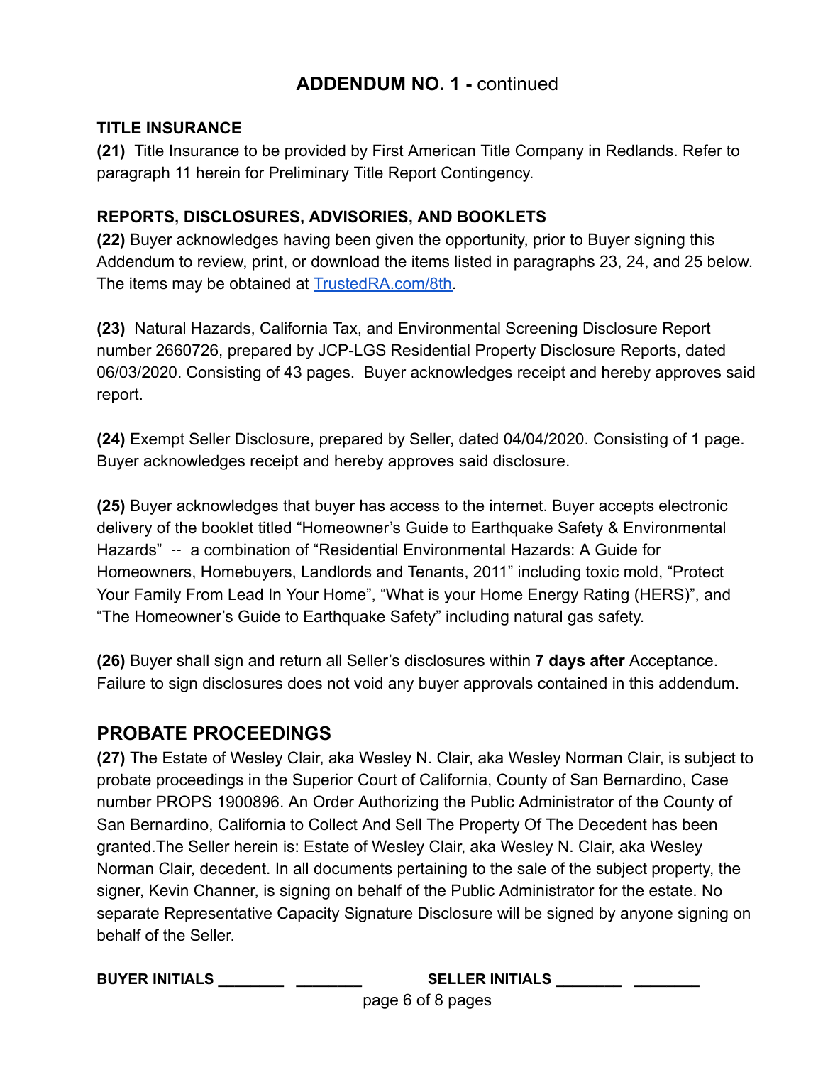## ADDENDUM NO. 1 - continued

**TITLE INSURANCE**

**(21)** Title Insurance to be provided by First American Title Company in Redlands. Refer to paragraph 11 herein for Preliminary Title Report Contingency.

**REPORTS, DISCLOSURES, ADVISORIES, AND BOOKLETS**

**(22)** Buyer acknowledges having been given the opportunity, prior to Buyer signing this Addendum to review, print, or download the items listed in paragraphs 23, 24, and 25 below. The items may be obtained at [TrustedRA.com/8th](TrustedRA.com/8th).

**(23)** Natural Hazards, California Tax, and Environmental Screening Disclosure Report number 2660726, prepared by JCP-LGS Residential Property Disclosure Reports, dated 06/03/2020. Consisting of 43 pages. Buyer acknowledges receipt and hereby approves said report.

**(24)** Exempt Seller Disclosure, prepared by Seller, dated 04/04/2020. Consisting of 1 page. Buyer acknowledges receipt and hereby approves said disclosure.

**(25)** Buyer acknowledges that buyer has access to the internet. Buyer accepts electronic delivery of the booklet titled “Homeowner’s Guide to Earthquake Safety & Environmental Hazards” -- a combination of “Residential Environmental Hazards: A Guide for Homeowners, Homebuyers, Landlords and Tenants, 2011” including toxic mold, “Protect Your Family From Lead In Your Home”, “What is your Home Energy Rating (HERS)”, and “The Homeowner’s Guide to Earthquake Safety” including natural gas safety.

**(26)** Buyer shall sign and return all Seller’s disclosures within **7 days after** Acceptance. Failure to sign disclosures does not void any buyer approvals contained in this addendum.

## PROBATE PROCEEDINGS

**(27)** The Estate of Wesley Clair, aka Wesley N. Clair, aka Wesley Norman Clair, is subject to probate proceedings in the Superior Court of California, County of San Bernardino, Case number PROPS 1900896. An Order Authorizing the Public Administrator of the County of San Bernardino, California to Collect And Sell The Property Of The Decedent has been granted.The Seller herein is: Estate of Wesley Clair, aka Wesley N. Clair, aka Wesley Norman Clair, decedent. In all documents pertaining to the sale of the subject property, the signer, Kevin Channer, is signing on behalf of the Public Administrator for the estate. No separate Representative Capacity Signature Disclosure will be signed by anyone signing on behalf of the Seller.

**BUYER INITIALS** ________ ________ **SELLER INITIALS** ________ ________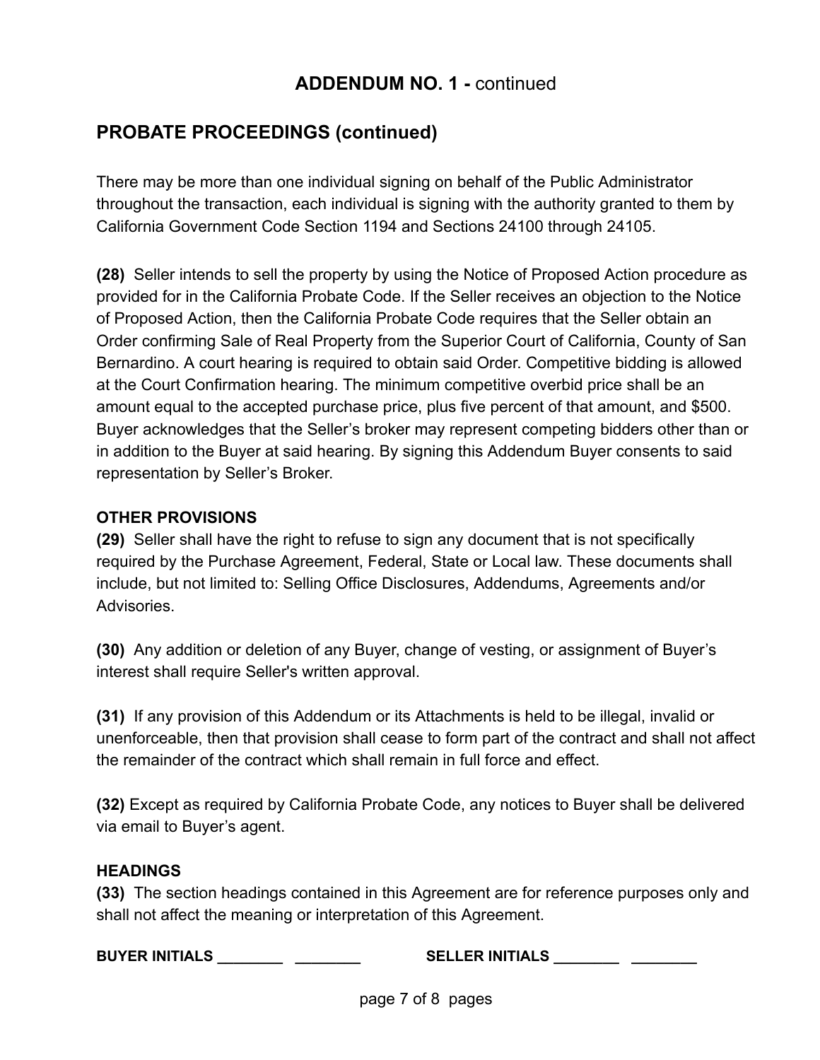## ADDENDUM NO. 1 - continued

## PROBATE PROCEEDINGS (continued)

There may be more than one individual signing on behalf of the Public Administrator throughout the transaction, each individual is signing with the authority granted to them by California Government Code Section 1194 and Sections 24100 through 24105.

**(28)** Seller intends to sell the property by using the Notice of Proposed Action procedure as provided for in the California Probate Code. If the Seller receives an objection to the Notice of Proposed Action, then the California Probate Code requires that the Seller obtain an Order confirming Sale of Real Property from the Superior Court of California, County of San Bernardino. A court hearing is required to obtain said Order. Competitive bidding is allowed at the Court Confirmation hearing. The minimum competitive overbid price shall be an amount equal to the accepted purchase price, plus five percent of that amount, and $500. Buyer acknowledges that the Seller's broker may represent competing bidders other than or in addition to the Buyer at said hearing. By signing this Addendum Buyer consents to said representation by Seller's Broker.

**OTHER PROVISIONS**

**(29)** Seller shall have the right to refuse to sign any document that is not specifically required by the Purchase Agreement, Federal, State or Local law. These documents shall include, but not limited to: Selling Office Disclosures, Addendums, Agreements and/or Advisories.

**(30)** Any addition or deletion of any Buyer, change of vesting, or assignment of Buyer's interest shall require Seller's written approval.

**(31)** If any provision of this Addendum or its Attachments is held to be illegal, invalid or unenforceable, then that provision shall cease to form part of the contract and shall not affect the remainder of the contract which shall remain in full force and effect.

**(32)** Except as required by California Probate Code, any notices to Buyer shall be delivered via email to Buyer's agent.

**HEADINGS**

**(33)** The section headings contained in this Agreement are for reference purposes only and shall not affect the meaning or interpretation of this Agreement.

**BUYER INITIALS** ________ ________ **SELLER INITIALS** ________ ________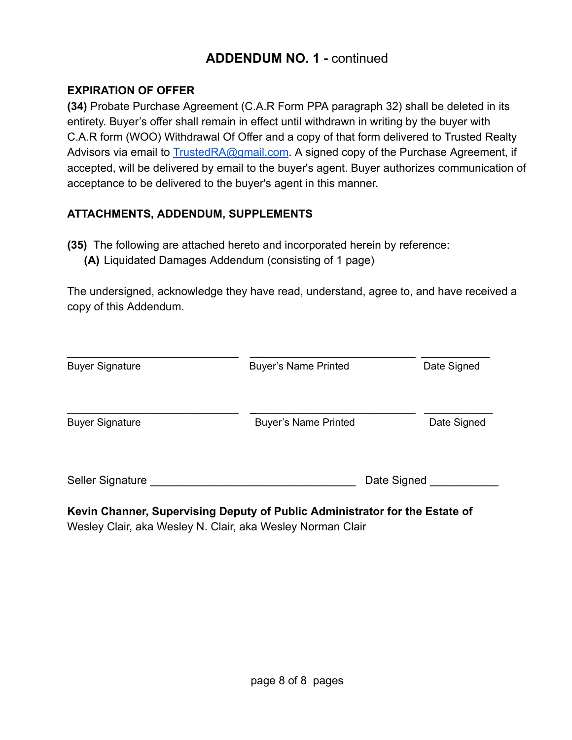## ADDENDUM NO. 1 - continued

**EXPIRATION OF OFFER**

**(34)** Probate Purchase Agreement (C.A.R Form PPA paragraph 32) shall be deleted in its entirety. Buyer's offer shall remain in effect until withdrawn in writing by the buyer with C.A.R form (WOO) Withdrawal Of Offer and a copy of that form delivered to Trusted Realty Advisors via email to TrustedRA@gmail.com. A signed copy of the Purchase Agreement, if accepted, will be delivered by email to the buyer's agent. Buyer authorizes communication of acceptance to be delivered to the buyer's agent in this manner.

**ATTACHMENTS, ADDENDUM, SUPPLEMENTS**

**(35)** The following are attached hereto and incorporated herein by reference:
- **(A)** Liquidated Damages Addendum (consisting of 1 page)

The undersigned, acknowledge they have read, understand, agree to, and have received a copy of this Addendum.

| ______________________________ | ______________________________ | ___________ |
|---|---|---|
| Buyer Signature | Buyer's Name Printed | Date Signed |

| ______________________________ | ______________________________ | ___________ |
|---|---|---|
| Buyer Signature | Buyer's Name Printed | Date Signed |

Seller Signature ________________________________ Date Signed ___________

**Kevin Channer, Supervising Deputy of Public Administrator for the Estate of**
Wesley Clair, aka Wesley N. Clair, aka Wesley Norman Clair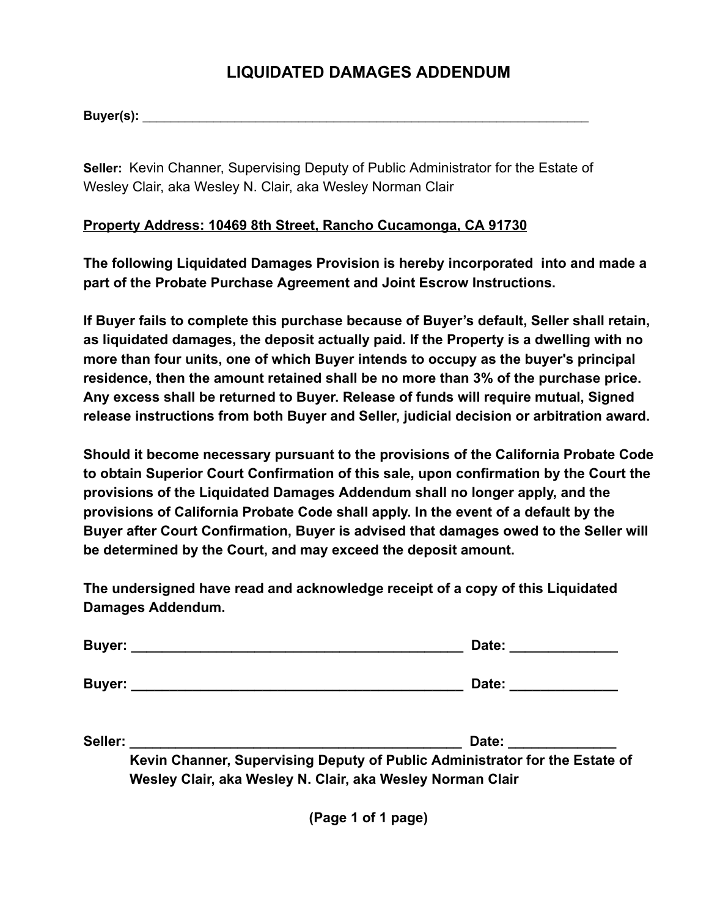# LIQUIDATED DAMAGES ADDENDUM

**Buyer(s):** ______________________________________________________________

**Seller:** Kevin Channer, Supervising Deputy of Public Administrator for the Estate of Wesley Clair, aka Wesley N. Clair, aka Wesley Norman Clair

**Property Address: 10469 8th Street, Rancho Cucamonga, CA 91730**

**The following Liquidated Damages Provision is hereby incorporated into and made a part of the Probate Purchase Agreement and Joint Escrow Instructions.**

**If Buyer fails to complete this purchase because of Buyer's default, Seller shall retain, as liquidated damages, the deposit actually paid. If the Property is a dwelling with no more than four units, one of which Buyer intends to occupy as the buyer's principal residence, then the amount retained shall be no more than 3% of the purchase price. Any excess shall be returned to Buyer. Release of funds will require mutual, Signed release instructions from both Buyer and Seller, judicial decision or arbitration award.**

**Should it become necessary pursuant to the provisions of the California Probate Code to obtain Superior Court Confirmation of this sale, upon confirmation by the Court the provisions of the Liquidated Damages Addendum shall no longer apply, and the provisions of California Probate Code shall apply. In the event of a default by the Buyer after Court Confirmation, Buyer is advised that damages owed to the Seller will be determined by the Court, and may exceed the deposit amount.**

**The undersigned have read and acknowledge receipt of a copy of this Liquidated Damages Addendum.**

**Buyer:** ____________________________________________ **Date:** ______________

**Buyer:** ____________________________________________ **Date:** ______________

**Seller:** ____________________________________________ **Date:** ______________

**Kevin Channer, Supervising Deputy of Public Administrator for the Estate of Wesley Clair, aka Wesley N. Clair, aka Wesley Norman Clair**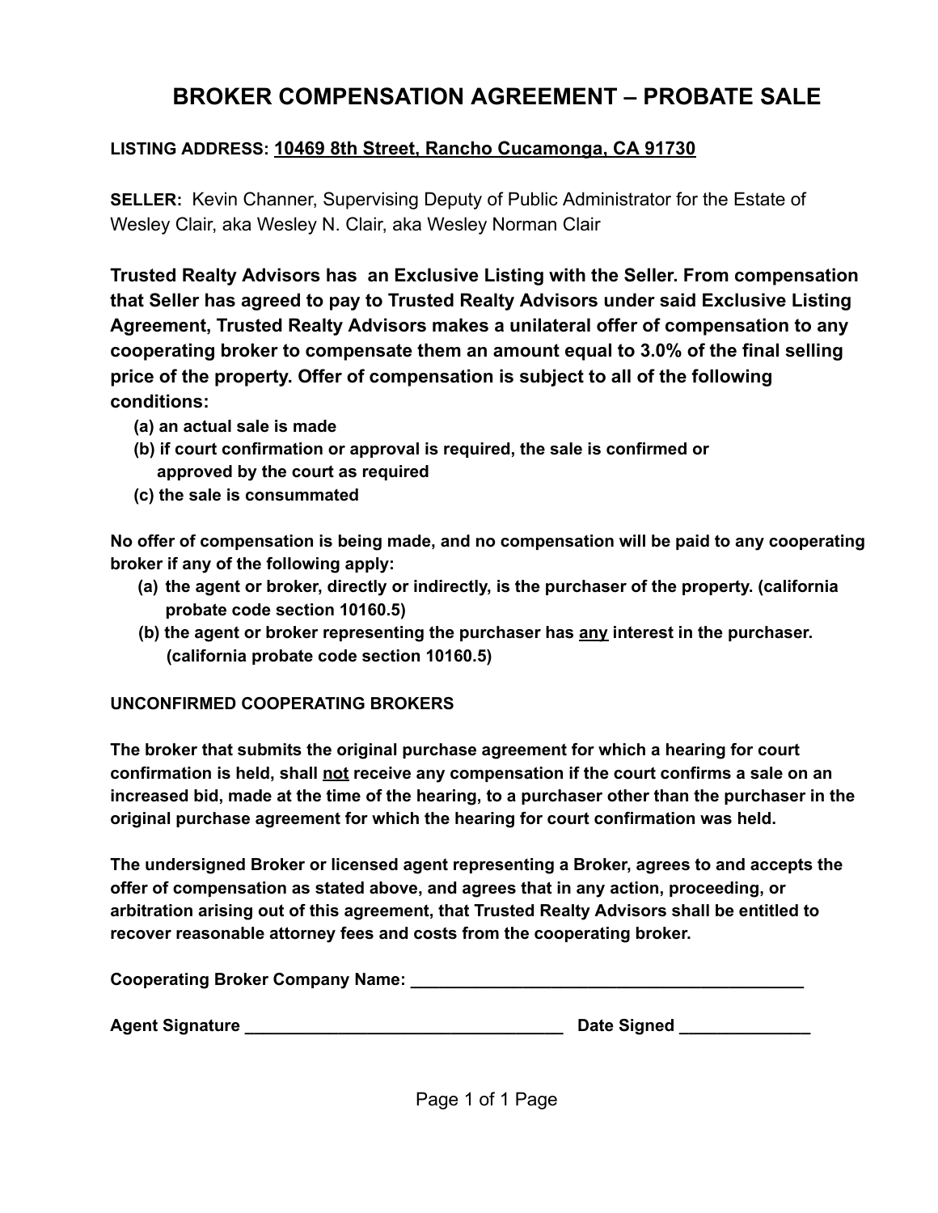# BROKER COMPENSATION AGREEMENT – PROBATE SALE

**LISTING ADDRESS:** <u>**10469 8th Street, Rancho Cucamonga, CA 91730**</u>

**SELLER:** Kevin Channer, Supervising Deputy of Public Administrator for the Estate of Wesley Clair, aka Wesley N. Clair, aka Wesley Norman Clair

**Trusted Realty Advisors has an Exclusive Listing with the Seller. From compensation that Seller has agreed to pay to Trusted Realty Advisors under said Exclusive Listing Agreement, Trusted Realty Advisors makes a unilateral offer of compensation to any cooperating broker to compensate them an amount equal to 3.0% of the final selling price of the property. Offer of compensation is subject to all of the following conditions:**

- **(a) an actual sale is made**
- **(b) if court confirmation or approval is required, the sale is confirmed or approved by the court as required**
- **(c) the sale is consummated**

**No offer of compensation is being made, and no compensation will be paid to any cooperating broker if any of the following apply:**

- **(a) the agent or broker, directly or indirectly, is the purchaser of the property. (california probate code section 10160.5)**
- **(b) the agent or broker representing the purchaser has <u>any</u> interest in the purchaser. (california probate code section 10160.5)**

**UNCONFIRMED COOPERATING BROKERS**

**The broker that submits the original purchase agreement for which a hearing for court confirmation is held, shall <u>not</u> receive any compensation if the court confirms a sale on an increased bid, made at the time of the hearing, to a purchaser other than the purchaser in the original purchase agreement for which the hearing for court confirmation was held.**

**The undersigned Broker or licensed agent representing a Broker, agrees to and accepts the offer of compensation as stated above, and agrees that in any action, proceeding, or arbitration arising out of this agreement, that Trusted Realty Advisors shall be entitled to recover reasonable attorney fees and costs from the cooperating broker.**

**Cooperating Broker Company Name:** ___________________________________________

**Agent Signature** __________________________________ **Date Signed** _____________